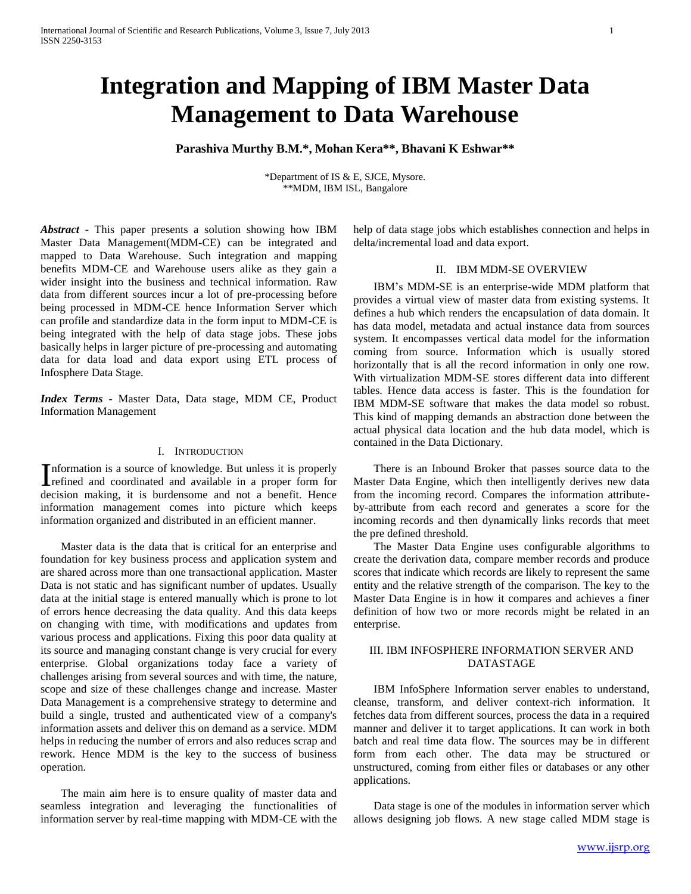# Integration and Mapping of IBM Master Data Management to Data Warehouse

**Parashiva Murthy B.M.\*, Mohan Kera\*\*, Bhavani K Eshwar\*\***

\*Department of IS & E, SJCE, Mysore.
\*\*MDM, IBM ISL, Bangalore

***Abstract*** - This paper presents a solution showing how IBM Master Data Management(MDM-CE) can be integrated and mapped to Data Warehouse. Such integration and mapping benefits MDM-CE and Warehouse users alike as they gain a wider insight into the business and technical information. Raw data from different sources incur a lot of pre-processing before being processed in MDM-CE hence Information Server which can profile and standardize data in the form input to MDM-CE is being integrated with the help of data stage jobs. These jobs basically helps in larger picture of pre-processing and automating data for data load and data export using ETL process of Infosphere Data Stage.

***Index Terms*** - Master Data, Data stage, MDM CE, Product Information Management

## I. Introduction

Information is a source of knowledge. But unless it is properly refined and coordinated and available in a proper form for decision making, it is burdensome and not a benefit. Hence information management comes into picture which keeps information organized and distributed in an efficient manner.

Master data is the data that is critical for an enterprise and foundation for key business process and application system and are shared across more than one transactional application. Master Data is not static and has significant number of updates. Usually data at the initial stage is entered manually which is prone to lot of errors hence decreasing the data quality. And this data keeps on changing with time, with modifications and updates from various process and applications. Fixing this poor data quality at its source and managing constant change is very crucial for every enterprise. Global organizations today face a variety of challenges arising from several sources and with time, the nature, scope and size of these challenges change and increase. Master Data Management is a comprehensive strategy to determine and build a single, trusted and authenticated view of a company's information assets and deliver this on demand as a service. MDM helps in reducing the number of errors and also reduces scrap and rework. Hence MDM is the key to the success of business operation.

The main aim here is to ensure quality of master data and seamless integration and leveraging the functionalities of information server by real-time mapping with MDM-CE with the help of data stage jobs which establishes connection and helps in delta/incremental load and data export.

## II. IBM MDM-SE Overview

IBM's MDM-SE is an enterprise-wide MDM platform that provides a virtual view of master data from existing systems. It defines a hub which renders the encapsulation of data domain. It has data model, metadata and actual instance data from sources system. It encompasses vertical data model for the information coming from source. Information which is usually stored horizontally that is all the record information in only one row. With virtualization MDM-SE stores different data into different tables. Hence data access is faster. This is the foundation for IBM MDM-SE software that makes the data model so robust. This kind of mapping demands an abstraction done between the actual physical data location and the hub data model, which is contained in the Data Dictionary.

There is an Inbound Broker that passes source data to the Master Data Engine, which then intelligently derives new data from the incoming record. Compares the information attribute-by-attribute from each record and generates a score for the incoming records and then dynamically links records that meet the pre defined threshold.

The Master Data Engine uses configurable algorithms to create the derivation data, compare member records and produce scores that indicate which records are likely to represent the same entity and the relative strength of the comparison. The key to the Master Data Engine is in how it compares and achieves a finer definition of how two or more records might be related in an enterprise.

## III. IBM Infosphere Information Server and Datastage

IBM InfoSphere Information server enables to understand, cleanse, transform, and deliver context-rich information. It fetches data from different sources, process the data in a required manner and deliver it to target applications. It can work in both batch and real time data flow. The sources may be in different form from each other. The data may be structured or unstructured, coming from either files or databases or any other applications.

Data stage is one of the modules in information server which allows designing job flows. A new stage called MDM stage is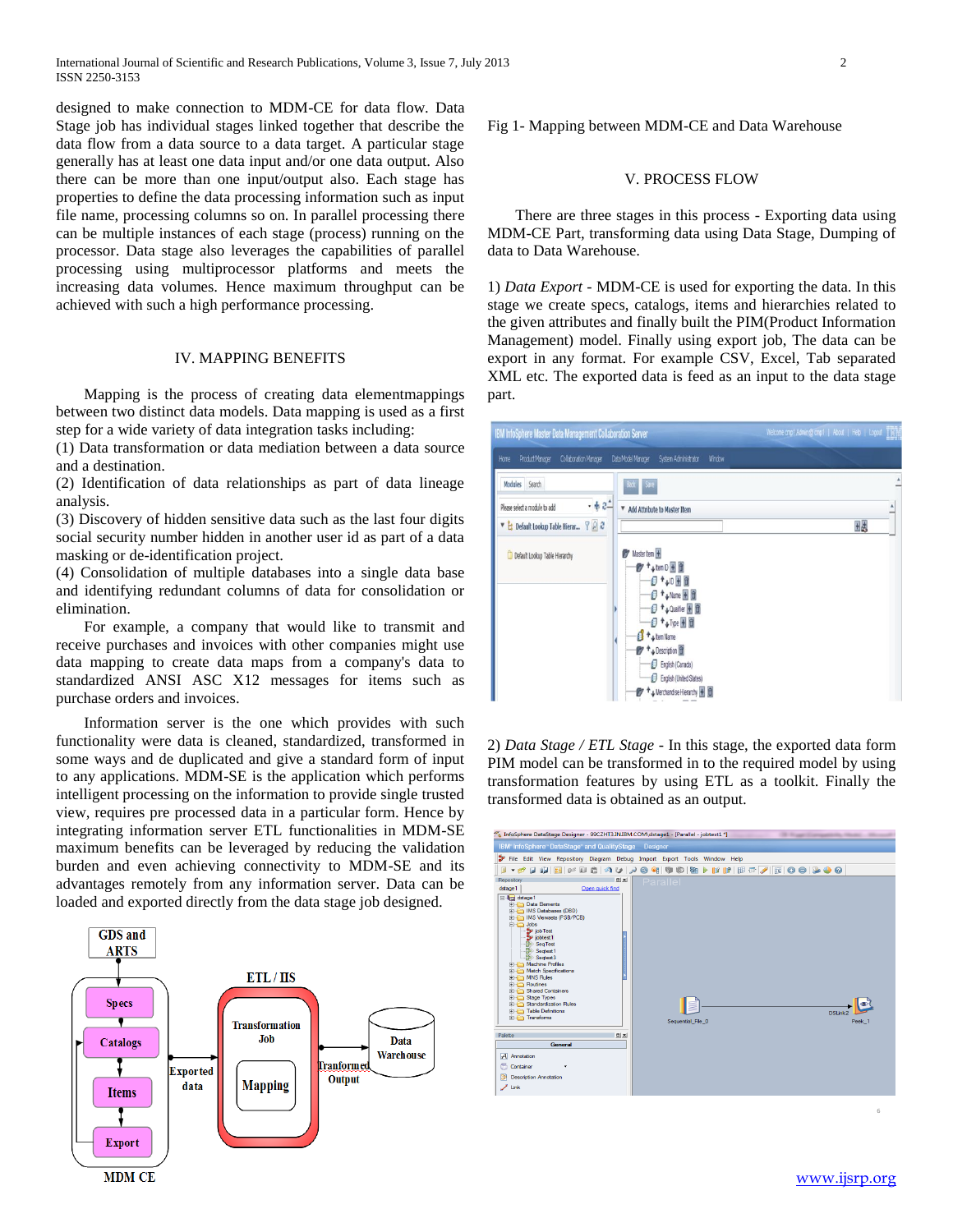designed to make connection to MDM-CE for data flow. Data Stage job has individual stages linked together that describe the data flow from a data source to a data target. A particular stage generally has at least one data input and/or one data output. Also there can be more than one input/output also. Each stage has properties to define the data processing information such as input file name, processing columns so on. In parallel processing there can be multiple instances of each stage (process) running on the processor. Data stage also leverages the capabilities of parallel processing using multiprocessor platforms and meets the increasing data volumes. Hence maximum throughput can be achieved with such a high performance processing.

## IV. MAPPING BENEFITS

Mapping is the process of creating data elementmappings between two distinct data models. Data mapping is used as a first step for a wide variety of data integration tasks including:

(1) Data transformation or data mediation between a data source and a destination.

(2) Identification of data relationships as part of data lineage analysis.

(3) Discovery of hidden sensitive data such as the last four digits social security number hidden in another user id as part of a data masking or de-identification project.

(4) Consolidation of multiple databases into a single data base and identifying redundant columns of data for consolidation or elimination.

For example, a company that would like to transmit and receive purchases and invoices with other companies might use data mapping to create data maps from a company's data to standardized ANSI ASC X12 messages for items such as purchase orders and invoices.

Information server is the one which provides with such functionality were data is cleaned, standardized, transformed in some ways and de duplicated and give a standard form of input to any applications. MDM-SE is the application which performs intelligent processing on the information to provide single trusted view, requires pre processed data in a particular form. Hence by integrating information server ETL functionalities in MDM-SE maximum benefits can be leveraged by reducing the validation burden and even achieving connectivity to MDM-SE and its advantages remotely from any information server. Data can be loaded and exported directly from the data stage job designed.

Fig 1- Mapping between MDM-CE and Data Warehouse

## V. PROCESS FLOW

There are three stages in this process - Exporting data using MDM-CE Part, transforming data using Data Stage, Dumping of data to Data Warehouse.

1) *Data Export* - MDM-CE is used for exporting the data. In this stage we create specs, catalogs, items and hierarchies related to the given attributes and finally built the PIM(Product Information Management) model. Finally using export job, The data can be export in any format. For example CSV, Excel, Tab separated XML etc. The exported data is feed as an input to the data stage part.

2) *Data Stage / ETL Stage* - In this stage, the exported data form PIM model can be transformed in to the required model by using transformation features by using ETL as a toolkit. Finally the transformed data is obtained as an output.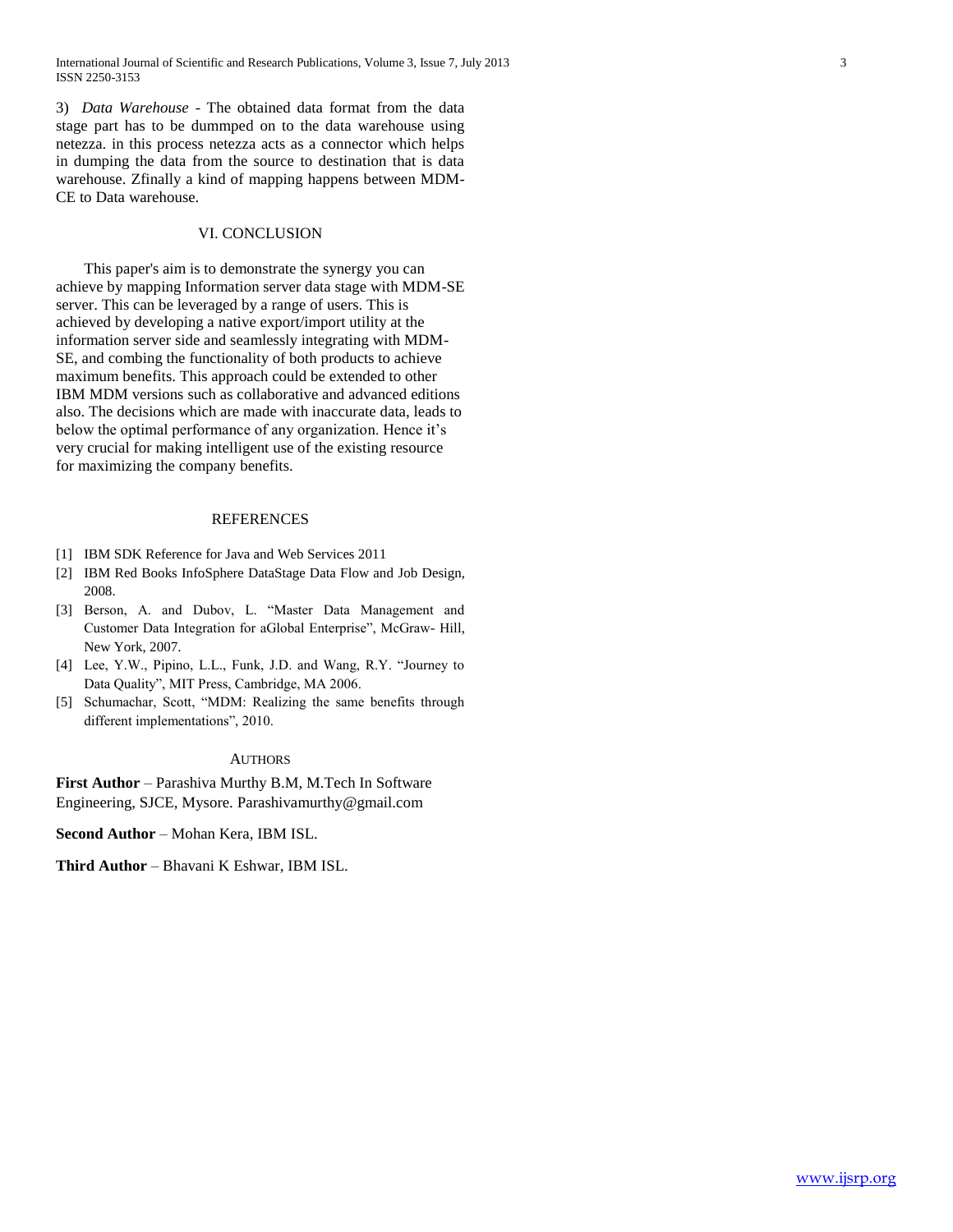3) *Data Warehouse* - The obtained data format from the data stage part has to be dummped on to the data warehouse using netezza. in this process netezza acts as a connector which helps in dumping the data from the source to destination that is data warehouse. Zfinally a kind of mapping happens between MDM-CE to Data warehouse.

## VI. CONCLUSION

This paper's aim is to demonstrate the synergy you can achieve by mapping Information server data stage with MDM-SE server. This can be leveraged by a range of users. This is achieved by developing a native export/import utility at the information server side and seamlessly integrating with MDM-SE, and combing the functionality of both products to achieve maximum benefits. This approach could be extended to other IBM MDM versions such as collaborative and advanced editions also. The decisions which are made with inaccurate data, leads to below the optimal performance of any organization. Hence it's very crucial for making intelligent use of the existing resource for maximizing the company benefits.

## REFERENCES

[1] IBM SDK Reference for Java and Web Services 2011

[2] IBM Red Books InfoSphere DataStage Data Flow and Job Design, 2008.

[3] Berson, A. and Dubov, L. "Master Data Management and Customer Data Integration for aGlobal Enterprise", McGraw- Hill, New York, 2007.

[4] Lee, Y.W., Pipino, L.L., Funk, J.D. and Wang, R.Y. "Journey to Data Quality", MIT Press, Cambridge, MA 2006.

[5] Schumachar, Scott, "MDM: Realizing the same benefits through different implementations", 2010.

## AUTHORS

**First Author** – Parashiva Murthy B.M, M.Tech In Software Engineering, SJCE, Mysore. Parashivamurthy@gmail.com

**Second Author** – Mohan Kera, IBM ISL.

**Third Author** – Bhavani K Eshwar, IBM ISL.